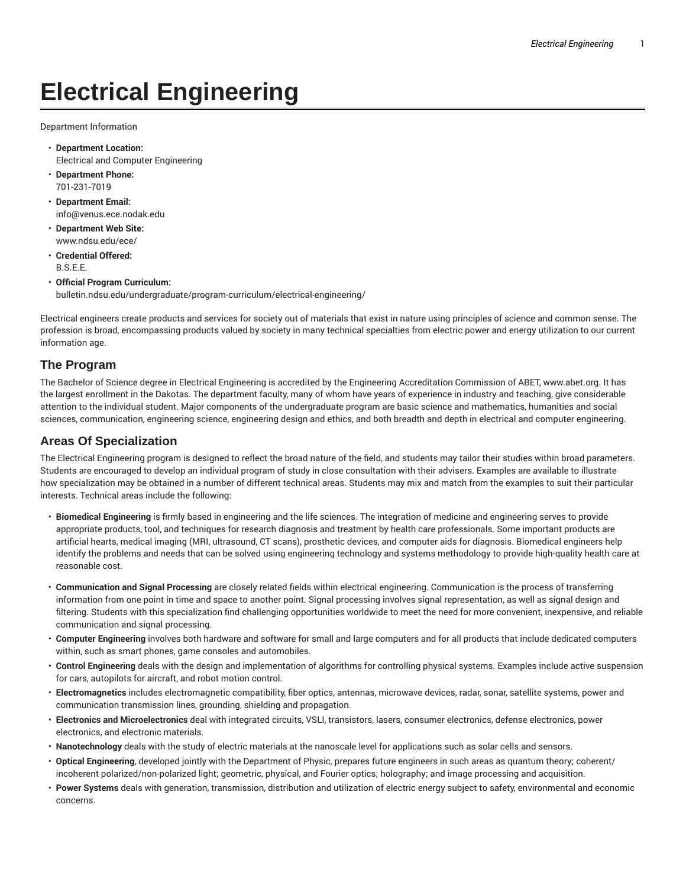# Electrical Engineering

Department Information

- **Department Location:**
  Electrical and Computer Engineering
- **Department Phone:**
  701-231-7019
- **Department Email:**
  info@venus.ece.nodak.edu
- **Department Web Site:**
  www.ndsu.edu/ece/
- **Credential Offered:**
  B.S.E.E.
- **Official Program Curriculum:**
  bulletin.ndsu.edu/undergraduate/program-curriculum/electrical-engineering/

Electrical engineers create products and services for society out of materials that exist in nature using principles of science and common sense. The profession is broad, encompassing products valued by society in many technical specialties from electric power and energy utilization to our current information age.

## The Program

The Bachelor of Science degree in Electrical Engineering is accredited by the Engineering Accreditation Commission of ABET, www.abet.org. It has the largest enrollment in the Dakotas. The department faculty, many of whom have years of experience in industry and teaching, give considerable attention to the individual student. Major components of the undergraduate program are basic science and mathematics, humanities and social sciences, communication, engineering science, engineering design and ethics, and both breadth and depth in electrical and computer engineering.

## Areas Of Specialization

The Electrical Engineering program is designed to reflect the broad nature of the field, and students may tailor their studies within broad parameters. Students are encouraged to develop an individual program of study in close consultation with their advisers. Examples are available to illustrate how specialization may be obtained in a number of different technical areas. Students may mix and match from the examples to suit their particular interests. Technical areas include the following:

- **Biomedical Engineering** is firmly based in engineering and the life sciences. The integration of medicine and engineering serves to provide appropriate products, tool, and techniques for research diagnosis and treatment by health care professionals. Some important products are artificial hearts, medical imaging (MRI, ultrasound, CT scans), prosthetic devices, and computer aids for diagnosis. Biomedical engineers help identify the problems and needs that can be solved using engineering technology and systems methodology to provide high-quality health care at reasonable cost.
- **Communication and Signal Processing** are closely related fields within electrical engineering. Communication is the process of transferring information from one point in time and space to another point. Signal processing involves signal representation, as well as signal design and filtering. Students with this specialization find challenging opportunities worldwide to meet the need for more convenient, inexpensive, and reliable communication and signal processing.
- **Computer Engineering** involves both hardware and software for small and large computers and for all products that include dedicated computers within, such as smart phones, game consoles and automobiles.
- **Control Engineering** deals with the design and implementation of algorithms for controlling physical systems. Examples include active suspension for cars, autopilots for aircraft, and robot motion control.
- **Electromagnetics** includes electromagnetic compatibility, fiber optics, antennas, microwave devices, radar, sonar, satellite systems, power and communication transmission lines, grounding, shielding and propagation.
- **Electronics and Microelectronics** deal with integrated circuits, VSLI, transistors, lasers, consumer electronics, defense electronics, power electronics, and electronic materials.
- **Nanotechnology** deals with the study of electric materials at the nanoscale level for applications such as solar cells and sensors.
- **Optical Engineering**, developed jointly with the Department of Physic, prepares future engineers in such areas as quantum theory; coherent/incoherent polarized/non-polarized light; geometric, physical, and Fourier optics; holography; and image processing and acquisition.
- **Power Systems** deals with generation, transmission, distribution and utilization of electric energy subject to safety, environmental and economic concerns.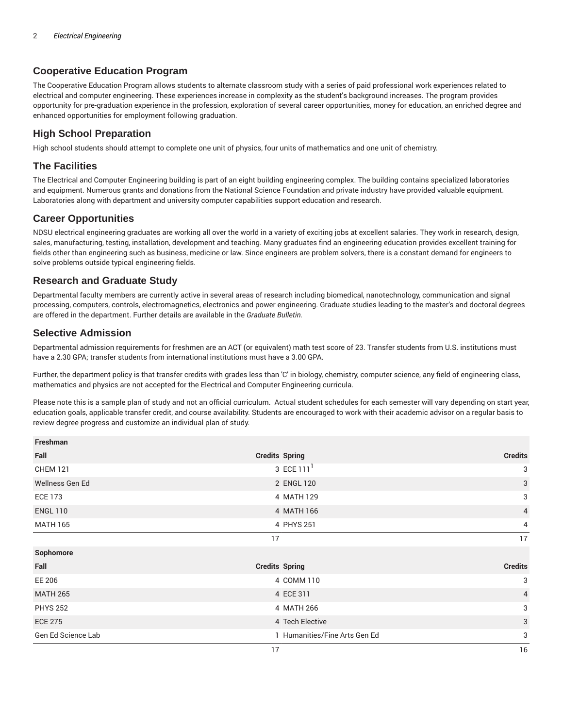## Cooperative Education Program

The Cooperative Education Program allows students to alternate classroom study with a series of paid professional work experiences related to electrical and computer engineering. These experiences increase in complexity as the student's background increases. The program provides opportunity for pre-graduation experience in the profession, exploration of several career opportunities, money for education, an enriched degree and enhanced opportunities for employment following graduation.

## High School Preparation

High school students should attempt to complete one unit of physics, four units of mathematics and one unit of chemistry.

## The Facilities

The Electrical and Computer Engineering building is part of an eight building engineering complex. The building contains specialized laboratories and equipment. Numerous grants and donations from the National Science Foundation and private industry have provided valuable equipment. Laboratories along with department and university computer capabilities support education and research.

## Career Opportunities

NDSU electrical engineering graduates are working all over the world in a variety of exciting jobs at excellent salaries. They work in research, design, sales, manufacturing, testing, installation, development and teaching. Many graduates find an engineering education provides excellent training for fields other than engineering such as business, medicine or law. Since engineers are problem solvers, there is a constant demand for engineers to solve problems outside typical engineering fields.

## Research and Graduate Study

Departmental faculty members are currently active in several areas of research including biomedical, nanotechnology, communication and signal processing, computers, controls, electromagnetics, electronics and power engineering. Graduate studies leading to the master's and doctoral degrees are offered in the department. Further details are available in the *Graduate Bulletin.*

## Selective Admission

Departmental admission requirements for freshmen are an ACT (or equivalent) math test score of 23. Transfer students from U.S. institutions must have a 2.30 GPA; transfer students from international institutions must have a 3.00 GPA.

Further, the department policy is that transfer credits with grades less than 'C' in biology, chemistry, computer science, any field of engineering class, mathematics and physics are not accepted for the Electrical and Computer Engineering curricula.

Please note this is a sample plan of study and not an official curriculum. Actual student schedules for each semester will vary depending on start year, education goals, applicable transfer credit, and course availability. Students are encouraged to work with their academic advisor on a regular basis to review degree progress and customize an individual plan of study.

| **Freshman** | | | |
|---|---|---|---|
| **Fall** | **Credits** | **Spring** | **Credits** |
| CHEM 121 | 3 | ECE 111[1] | 3 |
| Wellness Gen Ed | 2 | ENGL 120 | 3 |
| ECE 173 | 4 | MATH 129 | 3 |
| ENGL 110 | 4 | MATH 166 | 4 |
| MATH 165 | 4 | PHYS 251 | 4 |
| | 17 | | 17 |
| **Sophomore** | | | |
| **Fall** | **Credits** | **Spring** | **Credits** |
| EE 206 | 4 | COMM 110 | 3 |
| MATH 265 | 4 | ECE 311 | 4 |
| PHYS 252 | 4 | MATH 266 | 3 |
| ECE 275 | 4 | Tech Elective | 3 |
| Gen Ed Science Lab | 1 | Humanities/Fine Arts Gen Ed | 3 |
| | 17 | | 16 |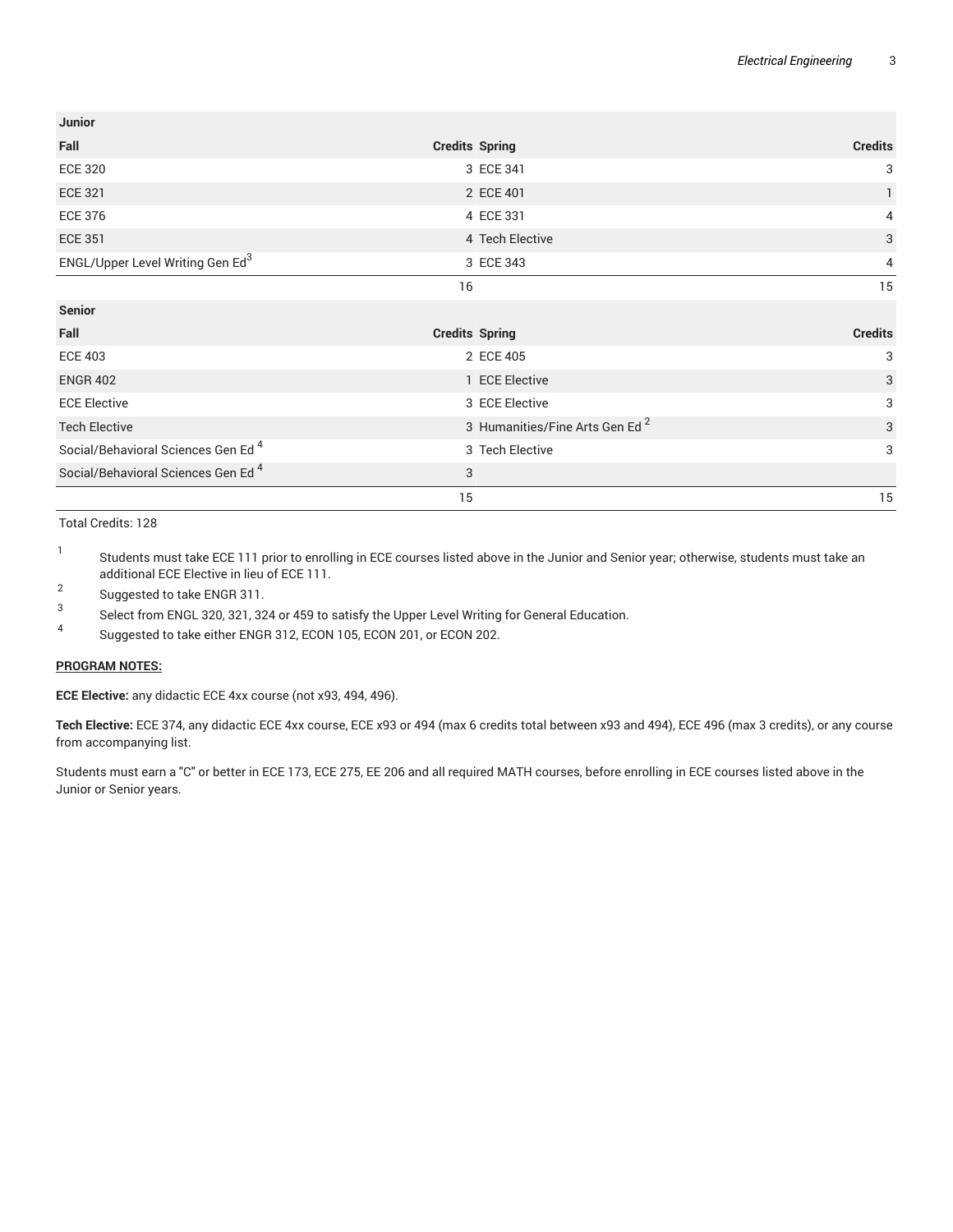| Junior | | | |
|---|---|---|---|
| **Fall** | **Credits** | **Spring** | **Credits** |
| ECE 320 | 3 | ECE 341 | 3 |
| ECE 321 | 2 | ECE 401 | 1 |
| ECE 376 | 4 | ECE 331 | 4 |
| ECE 351 | 4 | Tech Elective | 3 |
| ENGL/Upper Level Writing Gen Ed[3] | 3 | ECE 343 | 4 |
| | 16 | | 15 |

| Senior | | | |
|---|---|---|---|
| **Fall** | **Credits** | **Spring** | **Credits** |
| ECE 403 | 2 | ECE 405 | 3 |
| ENGR 402 | 1 | ECE Elective | 3 |
| ECE Elective | 3 | ECE Elective | 3 |
| Tech Elective | 3 | Humanities/Fine Arts Gen Ed [2] | 3 |
| Social/Behavioral Sciences Gen Ed [4] | 3 | Tech Elective | 3 |
| Social/Behavioral Sciences Gen Ed [4] | 3 | | |
| | 15 | | 15 |

Total Credits: 128

1. Students must take ECE 111 prior to enrolling in ECE courses listed above in the Junior and Senior year; otherwise, students must take an additional ECE Elective in lieu of ECE 111.
2. Suggested to take ENGR 311.
3. Select from ENGL 320, 321, 324 or 459 to satisfy the Upper Level Writing for General Education.
4. Suggested to take either ENGR 312, ECON 105, ECON 201, or ECON 202.

**PROGRAM NOTES:**

**ECE Elective:** any didactic ECE 4xx course (not x93, 494, 496).

**Tech Elective:** ECE 374, any didactic ECE 4xx course, ECE x93 or 494 (max 6 credits total between x93 and 494), ECE 496 (max 3 credits), or any course from accompanying list.

Students must earn a "C" or better in ECE 173, ECE 275, EE 206 and all required MATH courses, before enrolling in ECE courses listed above in the Junior or Senior years.